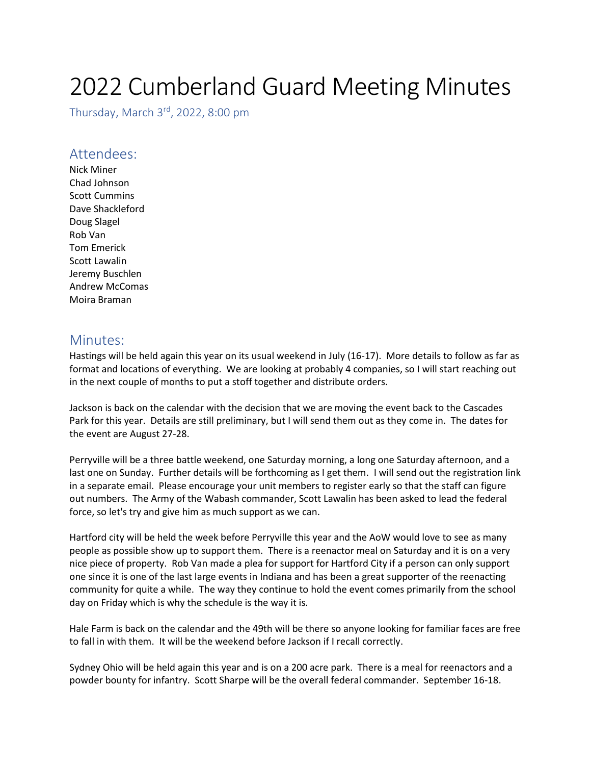# 2022 Cumberland Guard Meeting Minutes

Thursday, March 3rd, 2022, 8:00 pm

## Attendees:

Nick Miner
Chad Johnson
Scott Cummins
Dave Shackleford
Doug Slagel
Rob Van
Tom Emerick
Scott Lawalin
Jeremy Buschlen
Andrew McComas
Moira Braman

## Minutes:

Hastings will be held again this year on its usual weekend in July (16-17). More details to follow as far as format and locations of everything. We are looking at probably 4 companies, so I will start reaching out in the next couple of months to put a stoff together and distribute orders.

Jackson is back on the calendar with the decision that we are moving the event back to the Cascades Park for this year. Details are still preliminary, but I will send them out as they come in. The dates for the event are August 27-28.

Perryville will be a three battle weekend, one Saturday morning, a long one Saturday afternoon, and a last one on Sunday. Further details will be forthcoming as I get them. I will send out the registration link in a separate email. Please encourage your unit members to register early so that the staff can figure out numbers. The Army of the Wabash commander, Scott Lawalin has been asked to lead the federal force, so let's try and give him as much support as we can.

Hartford city will be held the week before Perryville this year and the AoW would love to see as many people as possible show up to support them. There is a reenactor meal on Saturday and it is on a very nice piece of property. Rob Van made a plea for support for Hartford City if a person can only support one since it is one of the last large events in Indiana and has been a great supporter of the reenacting community for quite a while. The way they continue to hold the event comes primarily from the school day on Friday which is why the schedule is the way it is.

Hale Farm is back on the calendar and the 49th will be there so anyone looking for familiar faces are free to fall in with them. It will be the weekend before Jackson if I recall correctly.

Sydney Ohio will be held again this year and is on a 200 acre park. There is a meal for reenactors and a powder bounty for infantry. Scott Sharpe will be the overall federal commander. September 16-18.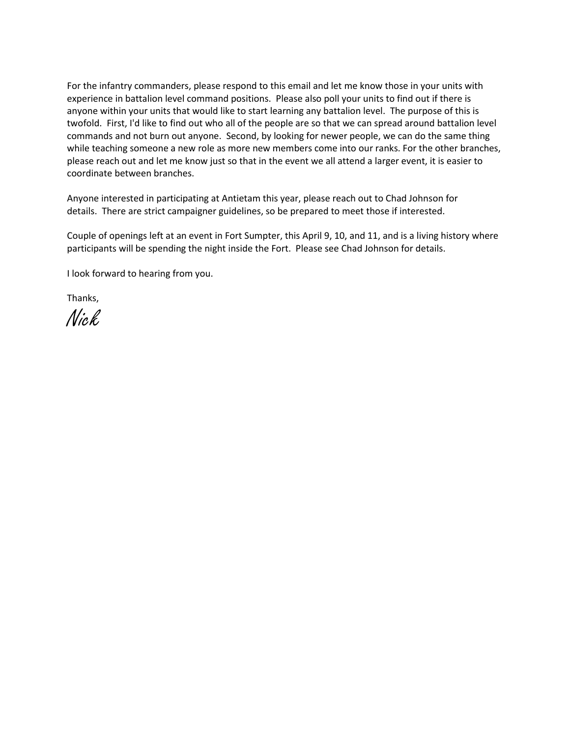For the infantry commanders, please respond to this email and let me know those in your units with experience in battalion level command positions. Please also poll your units to find out if there is anyone within your units that would like to start learning any battalion level. The purpose of this is twofold. First, I'd like to find out who all of the people are so that we can spread around battalion level commands and not burn out anyone. Second, by looking for newer people, we can do the same thing while teaching someone a new role as more new members come into our ranks. For the other branches, please reach out and let me know just so that in the event we all attend a larger event, it is easier to coordinate between branches.

Anyone interested in participating at Antietam this year, please reach out to Chad Johnson for details. There are strict campaigner guidelines, so be prepared to meet those if interested.

Couple of openings left at an event in Fort Sumpter, this April 9, 10, and 11, and is a living history where participants will be spending the night inside the Fort. Please see Chad Johnson for details.

I look forward to hearing from you.

Thanks,

*Nick*